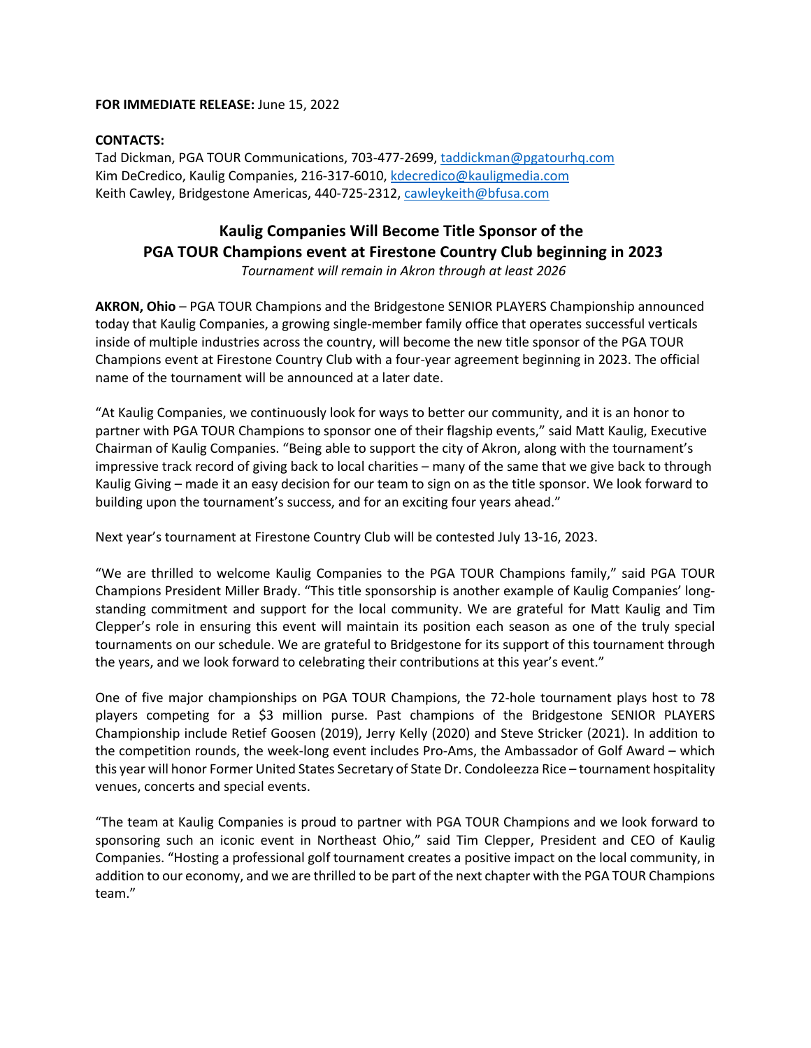**FOR IMMEDIATE RELEASE:** June 15, 2022

**CONTACTS:**
Tad Dickman, PGA TOUR Communications, 703-477-2699, taddickman@pgatourhq.com
Kim DeCredico, Kaulig Companies, 216-317-6010, kdecredico@kauligmedia.com
Keith Cawley, Bridgestone Americas, 440-725-2312, cawleykeith@bfusa.com

# Kaulig Companies Will Become Title Sponsor of the PGA TOUR Champions event at Firestone Country Club beginning in 2023

*Tournament will remain in Akron through at least 2026*

**AKRON, Ohio** – PGA TOUR Champions and the Bridgestone SENIOR PLAYERS Championship announced today that Kaulig Companies, a growing single-member family office that operates successful verticals inside of multiple industries across the country, will become the new title sponsor of the PGA TOUR Champions event at Firestone Country Club with a four-year agreement beginning in 2023. The official name of the tournament will be announced at a later date.

"At Kaulig Companies, we continuously look for ways to better our community, and it is an honor to partner with PGA TOUR Champions to sponsor one of their flagship events," said Matt Kaulig, Executive Chairman of Kaulig Companies. "Being able to support the city of Akron, along with the tournament's impressive track record of giving back to local charities – many of the same that we give back to through Kaulig Giving – made it an easy decision for our team to sign on as the title sponsor. We look forward to building upon the tournament's success, and for an exciting four years ahead."

Next year's tournament at Firestone Country Club will be contested July 13-16, 2023.

"We are thrilled to welcome Kaulig Companies to the PGA TOUR Champions family," said PGA TOUR Champions President Miller Brady. "This title sponsorship is another example of Kaulig Companies' long-standing commitment and support for the local community. We are grateful for Matt Kaulig and Tim Clepper's role in ensuring this event will maintain its position each season as one of the truly special tournaments on our schedule. We are grateful to Bridgestone for its support of this tournament through the years, and we look forward to celebrating their contributions at this year's event."

One of five major championships on PGA TOUR Champions, the 72-hole tournament plays host to 78 players competing for a $3 million purse. Past champions of the Bridgestone SENIOR PLAYERS Championship include Retief Goosen (2019), Jerry Kelly (2020) and Steve Stricker (2021). In addition to the competition rounds, the week-long event includes Pro-Ams, the Ambassador of Golf Award – which this year will honor Former United States Secretary of State Dr. Condoleezza Rice – tournament hospitality venues, concerts and special events.

"The team at Kaulig Companies is proud to partner with PGA TOUR Champions and we look forward to sponsoring such an iconic event in Northeast Ohio," said Tim Clepper, President and CEO of Kaulig Companies. "Hosting a professional golf tournament creates a positive impact on the local community, in addition to our economy, and we are thrilled to be part of the next chapter with the PGA TOUR Champions team."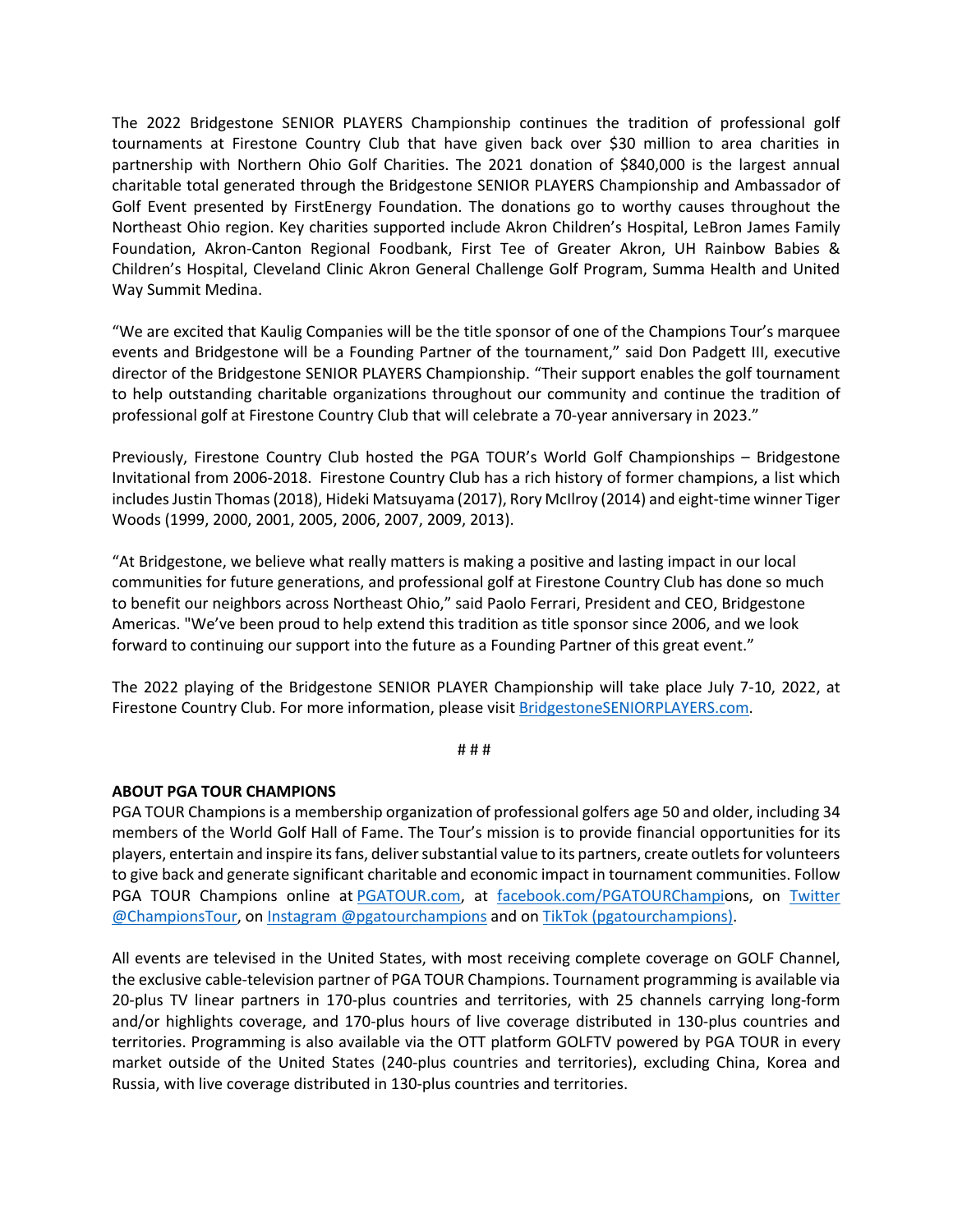The 2022 Bridgestone SENIOR PLAYERS Championship continues the tradition of professional golf tournaments at Firestone Country Club that have given back over $30 million to area charities in partnership with Northern Ohio Golf Charities. The 2021 donation of $840,000 is the largest annual charitable total generated through the Bridgestone SENIOR PLAYERS Championship and Ambassador of Golf Event presented by FirstEnergy Foundation. The donations go to worthy causes throughout the Northeast Ohio region. Key charities supported include Akron Children's Hospital, LeBron James Family Foundation, Akron-Canton Regional Foodbank, First Tee of Greater Akron, UH Rainbow Babies & Children's Hospital, Cleveland Clinic Akron General Challenge Golf Program, Summa Health and United Way Summit Medina.

"We are excited that Kaulig Companies will be the title sponsor of one of the Champions Tour's marquee events and Bridgestone will be a Founding Partner of the tournament," said Don Padgett III, executive director of the Bridgestone SENIOR PLAYERS Championship. "Their support enables the golf tournament to help outstanding charitable organizations throughout our community and continue the tradition of professional golf at Firestone Country Club that will celebrate a 70-year anniversary in 2023."

Previously, Firestone Country Club hosted the PGA TOUR's World Golf Championships – Bridgestone Invitational from 2006-2018. Firestone Country Club has a rich history of former champions, a list which includes Justin Thomas (2018), Hideki Matsuyama (2017), Rory McIlroy (2014) and eight-time winner Tiger Woods (1999, 2000, 2001, 2005, 2006, 2007, 2009, 2013).

"At Bridgestone, we believe what really matters is making a positive and lasting impact in our local communities for future generations, and professional golf at Firestone Country Club has done so much to benefit our neighbors across Northeast Ohio," said Paolo Ferrari, President and CEO, Bridgestone Americas. "We've been proud to help extend this tradition as title sponsor since 2006, and we look forward to continuing our support into the future as a Founding Partner of this great event."

The 2022 playing of the Bridgestone SENIOR PLAYER Championship will take place July 7-10, 2022, at Firestone Country Club. For more information, please visit BridgestoneSENIORPLAYERS.com.

# # #

**ABOUT PGA TOUR CHAMPIONS**

PGA TOUR Champions is a membership organization of professional golfers age 50 and older, including 34 members of the World Golf Hall of Fame. The Tour's mission is to provide financial opportunities for its players, entertain and inspire its fans, deliver substantial value to its partners, create outlets for volunteers to give back and generate significant charitable and economic impact in tournament communities. Follow PGA TOUR Champions online at PGATOUR.com, at facebook.com/PGATOURChampions, on Twitter @ChampionsTour, on Instagram @pgatourchampions and on TikTok (pgatourchampions).

All events are televised in the United States, with most receiving complete coverage on GOLF Channel, the exclusive cable-television partner of PGA TOUR Champions. Tournament programming is available via 20-plus TV linear partners in 170-plus countries and territories, with 25 channels carrying long-form and/or highlights coverage, and 170-plus hours of live coverage distributed in 130-plus countries and territories. Programming is also available via the OTT platform GOLFTV powered by PGA TOUR in every market outside of the United States (240-plus countries and territories), excluding China, Korea and Russia, with live coverage distributed in 130-plus countries and territories.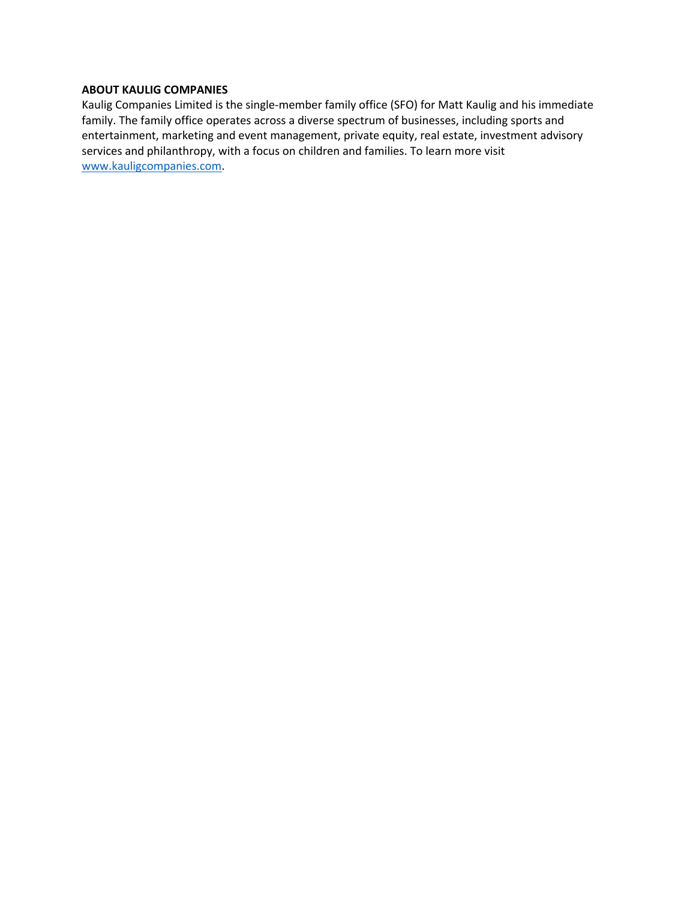**ABOUT KAULIG COMPANIES**

Kaulig Companies Limited is the single-member family office (SFO) for Matt Kaulig and his immediate family. The family office operates across a diverse spectrum of businesses, including sports and entertainment, marketing and event management, private equity, real estate, investment advisory services and philanthropy, with a focus on children and families. To learn more visit [www.kauligcompanies.com](http://www.kauligcompanies.com).